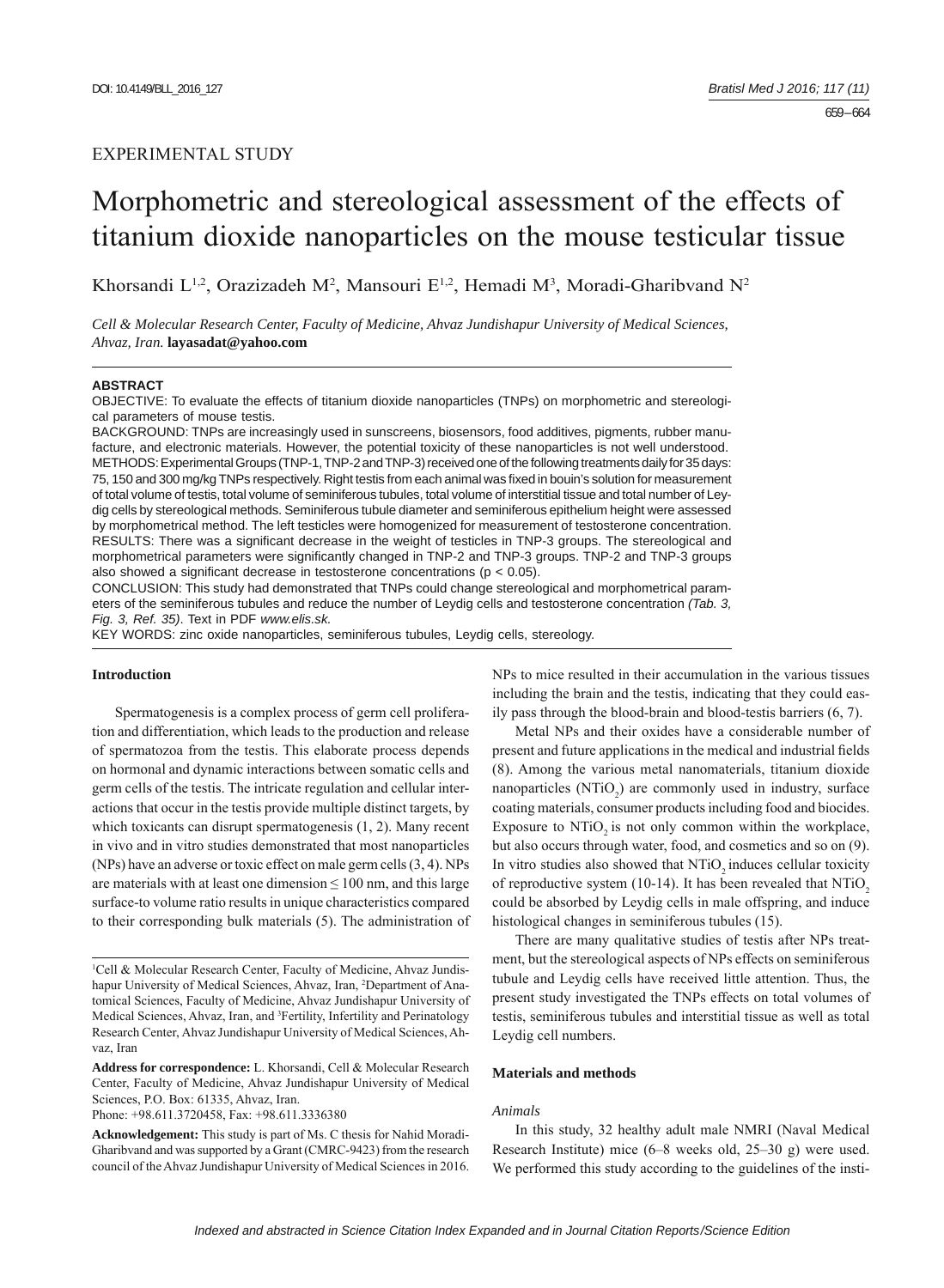EXPERIMENTAL STUDY

# Morphometric and stereological assessment of the effects of titanium dioxide nanoparticles on the mouse testicular tissue

Khorsandi L[1,2], Orazizadeh M[2], Mansouri E[1,2], Hemadi M[3], Moradi-Gharibvand N[2]

*Cell & Molecular Research Center, Faculty of Medicine, Ahvaz Jundishapur University of Medical Sciences, Ahvaz, Iran.* **layasadat@yahoo.com**

**ABSTRACT**

OBJECTIVE: To evaluate the effects of titanium dioxide nanoparticles (TNPs) on morphometric and stereological parameters of mouse testis.

BACKGROUND: TNPs are increasingly used in sunscreens, biosensors, food additives, pigments, rubber manufacture, and electronic materials. However, the potential toxicity of these nanoparticles is not well understood.

METHODS: Experimental Groups (TNP-1, TNP-2 and TNP-3) received one of the following treatments daily for 35 days: 75, 150 and 300 mg/kg TNPs respectively. Right testis from each animal was fixed in bouin's solution for measurement of total volume of testis, total volume of seminiferous tubules, total volume of interstitial tissue and total number of Leydig cells by stereological methods. Seminiferous tubule diameter and seminiferous epithelium height were assessed by morphometrical method. The left testicles were homogenized for measurement of testosterone concentration.

RESULTS: There was a significant decrease in the weight of testicles in TNP-3 groups. The stereological and morphometrical parameters were significantly changed in TNP-2 and TNP-3 groups. TNP-2 and TNP-3 groups also showed a significant decrease in testosterone concentrations ($p < 0.05$).

CONCLUSION: This study had demonstrated that TNPs could change stereological and morphometrical parameters of the seminiferous tubules and reduce the number of Leydig cells and testosterone concentration *(Tab. 3, Fig. 3, Ref. 35)*. Text in PDF *www.elis.sk.*

KEY WORDS: zinc oxide nanoparticles, seminiferous tubules, Leydig cells, stereology.

## Introduction

Spermatogenesis is a complex process of germ cell proliferation and differentiation, which leads to the production and release of spermatozoa from the testis. This elaborate process depends on hormonal and dynamic interactions between somatic cells and germ cells of the testis. The intricate regulation and cellular interactions that occur in the testis provide multiple distinct targets, by which toxicants can disrupt spermatogenesis (1, 2). Many recent in vivo and in vitro studies demonstrated that most nanoparticles (NPs) have an adverse or toxic effect on male germ cells (3, 4). NPs are materials with at least one dimension ≤ 100 nm, and this large surface-to volume ratio results in unique characteristics compared to their corresponding bulk materials (5). The administration of NPs to mice resulted in their accumulation in the various tissues including the brain and the testis, indicating that they could easily pass through the blood-brain and blood-testis barriers (6, 7).

Metal NPs and their oxides have a considerable number of present and future applications in the medical and industrial fields (8). Among the various metal nanomaterials, titanium dioxide nanoparticles ($NTiO_2$) are commonly used in industry, surface coating materials, consumer products including food and biocides. Exposure to $NTiO_2$ is not only common within the workplace, but also occurs through water, food, and cosmetics and so on (9). In vitro studies also showed that $NTiO_2$ induces cellular toxicity of reproductive system (10-14). It has been revealed that $NTiO_2$ could be absorbed by Leydig cells in male offspring, and induce histological changes in seminiferous tubules (15).

There are many qualitative studies of testis after NPs treatment, but the stereological aspects of NPs effects on seminiferous tubule and Leydig cells have received little attention. Thus, the present study investigated the TNPs effects on total volumes of testis, seminiferous tubules and interstitial tissue as well as total Leydig cell numbers.

## Materials and methods

### *Animals*

In this study, 32 healthy adult male NMRI (Naval Medical Research Institute) mice (6–8 weeks old, 25–30 g) were used. We performed this study according to the guidelines of the insti-

---

[1]Cell & Molecular Research Center, Faculty of Medicine, Ahvaz Jundishapur University of Medical Sciences, Ahvaz, Iran, [2]Department of Anatomical Sciences, Faculty of Medicine, Ahvaz Jundishapur University of Medical Sciences, Ahvaz, Iran, and [3]Fertility, Infertility and Perinatology Research Center, Ahvaz Jundishapur University of Medical Sciences, Ahvaz, Iran

**Address for correspondence:** L. Khorsandi, Cell & Molecular Research Center, Faculty of Medicine, Ahvaz Jundishapur University of Medical Sciences, P.O. Box: 61335, Ahvaz, Iran.
Phone: +98.611.3720458, Fax: +98.611.3336380

**Acknowledgement:** This study is part of Ms. C thesis for Nahid Moradi-Gharibvand and was supported by a Grant (CMRC-9423) from the research council of the Ahvaz Jundishapur University of Medical Sciences in 2016.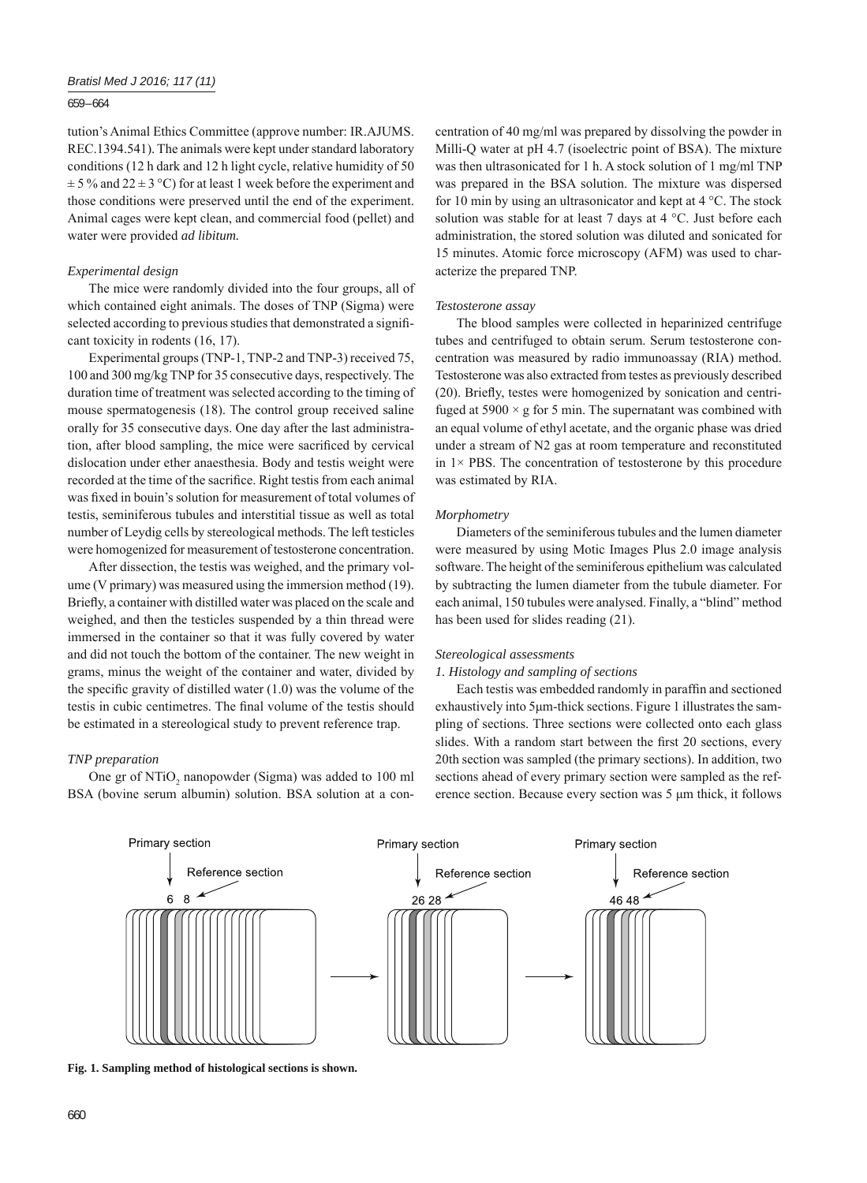tution's Animal Ethics Committee (approve number: IR.AJUMS.REC.1394.541). The animals were kept under standard laboratory conditions (12 h dark and 12 h light cycle, relative humidity of 50 ± 5 % and 22 ± 3 °C) for at least 1 week before the experiment and those conditions were preserved until the end of the experiment. Animal cages were kept clean, and commercial food (pellet) and water were provided *ad libitum.*

*Experimental design*

The mice were randomly divided into the four groups, all of which contained eight animals. The doses of TNP (Sigma) were selected according to previous studies that demonstrated a significant toxicity in rodents (16, 17).

Experimental groups (TNP-1, TNP-2 and TNP-3) received 75, 100 and 300 mg/kg TNP for 35 consecutive days, respectively. The duration time of treatment was selected according to the timing of mouse spermatogenesis (18). The control group received saline orally for 35 consecutive days. One day after the last administration, after blood sampling, the mice were sacrificed by cervical dislocation under ether anaesthesia. Body and testis weight were recorded at the time of the sacrifice. Right testis from each animal was fixed in bouin's solution for measurement of total volumes of testis, seminiferous tubules and interstitial tissue as well as total number of Leydig cells by stereological methods. The left testicles were homogenized for measurement of testosterone concentration.

After dissection, the testis was weighed, and the primary volume (V primary) was measured using the immersion method (19). Briefly, a container with distilled water was placed on the scale and weighed, and then the testicles suspended by a thin thread were immersed in the container so that it was fully covered by water and did not touch the bottom of the container. The new weight in grams, minus the weight of the container and water, divided by the specific gravity of distilled water (1.0) was the volume of the testis in cubic centimetres. The final volume of the testis should be estimated in a stereological study to prevent reference trap.

*TNP preparation*

One gr of $NTiO_2$ nanopowder (Sigma) was added to 100 ml BSA (bovine serum albumin) solution. BSA solution at a concentration of 40 mg/ml was prepared by dissolving the powder in Milli-Q water at pH 4.7 (isoelectric point of BSA). The mixture was then ultrasonicated for 1 h. A stock solution of 1 mg/ml TNP was prepared in the BSA solution. The mixture was dispersed for 10 min by using an ultrasonicator and kept at 4 °C. The stock solution was stable for at least 7 days at 4 °C. Just before each administration, the stored solution was diluted and sonicated for 15 minutes. Atomic force microscopy (AFM) was used to characterize the prepared TNP.

*Testosterone assay*

The blood samples were collected in heparinized centrifuge tubes and centrifuged to obtain serum. Serum testosterone concentration was measured by radio immunoassay (RIA) method. Testosterone was also extracted from testes as previously described (20). Briefly, testes were homogenized by sonication and centrifuged at 5900 × g for 5 min. The supernatant was combined with an equal volume of ethyl acetate, and the organic phase was dried under a stream of N2 gas at room temperature and reconstituted in 1× PBS. The concentration of testosterone by this procedure was estimated by RIA.

*Morphometry*

Diameters of the seminiferous tubules and the lumen diameter were measured by using Motic Images Plus 2.0 image analysis software. The height of the seminiferous epithelium was calculated by subtracting the lumen diameter from the tubule diameter. For each animal, 150 tubules were analysed. Finally, a "blind" method has been used for slides reading (21).

*Stereological assessments*

*1. Histology and sampling of sections*

Each testis was embedded randomly in paraffin and sectioned exhaustively into 5μm-thick sections. Figure 1 illustrates the sampling of sections. Three sections were collected onto each glass slides. With a random start between the first 20 sections, every 20th section was sampled (the primary sections). In addition, two sections ahead of every primary section were sampled as the reference section. Because every section was 5 μm thick, it follows

**Fig. 1. Sampling method of histological sections is shown.**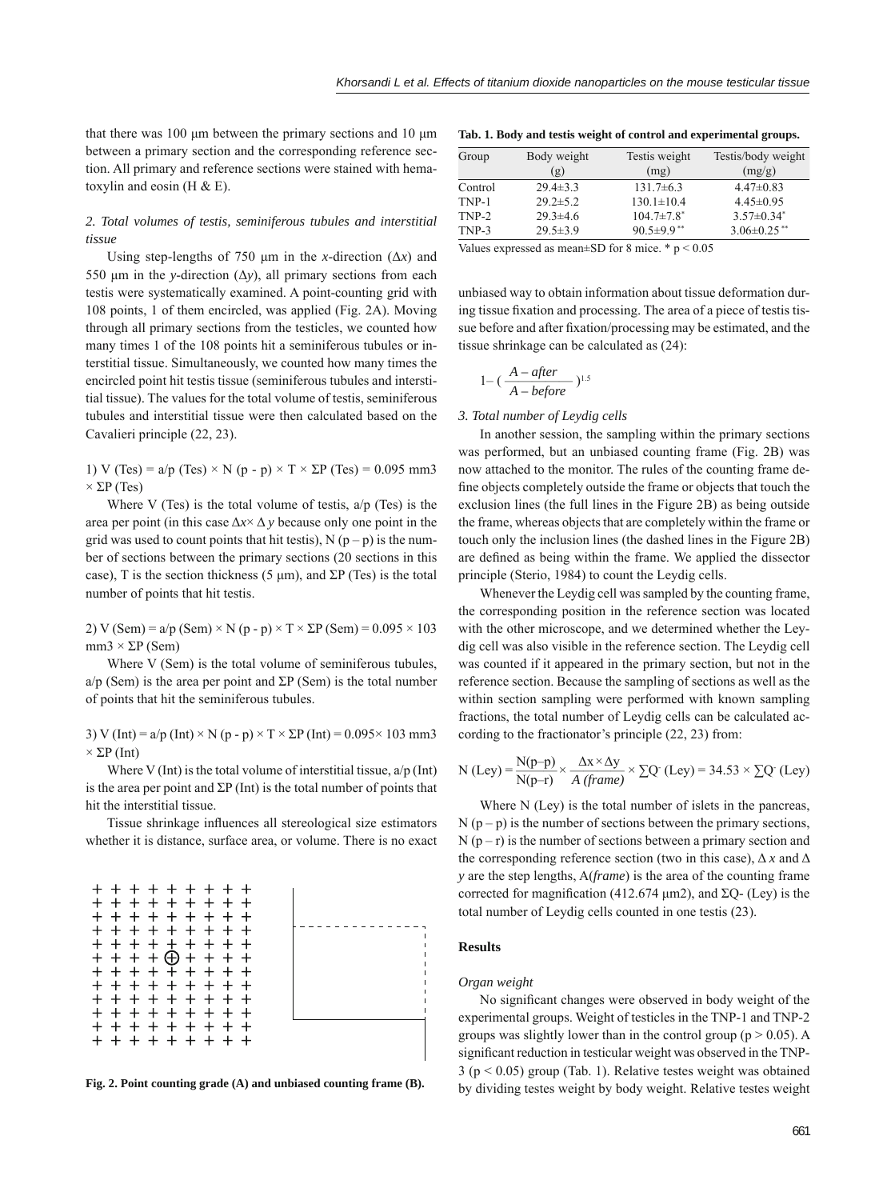that there was 100 μm between the primary sections and 10 μm between a primary section and the corresponding reference section. All primary and reference sections were stained with hematoxylin and eosin (H & E).

*2. Total volumes of testis, seminiferous tubules and interstitial tissue*

Using step-lengths of 750 μm in the *x*-direction ($\Delta x$) and 550 μm in the *y*-direction ($\Delta y$), all primary sections from each testis were systematically examined. A point-counting grid with 108 points, 1 of them encircled, was applied (Fig. 2A). Moving through all primary sections from the testicles, we counted how many times 1 of the 108 points hit a seminiferous tubules or interstitial tissue. Simultaneously, we counted how many times the encircled point hit testis tissue (seminiferous tubules and interstitial tissue). The values for the total volume of testis, seminiferous tubules and interstitial tissue were then calculated based on the Cavalieri principle (22, 23).

1) $V\,(Tes) = a/p\,(Tes) \times N\,(p - p) \times T \times \Sigma P\,(Tes) = 0.095\ mm^3 \times \Sigma P\,(Tes)$

Where V (Tes) is the total volume of testis, a/p (Tes) is the area per point (in this case $\Delta x \times \Delta y$ because only one point in the grid was used to count points that hit testis), N (p – p) is the number of sections between the primary sections (20 sections in this case), T is the section thickness (5 μm), and ΣP (Tes) is the total number of points that hit testis.

2) $V\,(Sem) = a/p\,(Sem) \times N\,(p - p) \times T \times \Sigma P\,(Sem) = 0.095 \times 103\ mm^3 \times \Sigma P\,(Sem)$

Where V (Sem) is the total volume of seminiferous tubules, a/p (Sem) is the area per point and ΣP (Sem) is the total number of points that hit the seminiferous tubules.

3) $V\,(Int) = a/p\,(Int) \times N\,(p - p) \times T \times \Sigma P\,(Int) = 0.095 \times 103\ mm^3 \times \Sigma P\,(Int)$

Where V (Int) is the total volume of interstitial tissue, a/p (Int) is the area per point and ΣP (Int) is the total number of points that hit the interstitial tissue.

Tissue shrinkage influences all stereological size estimators whether it is distance, surface area, or volume. There is no exact unbiased way to obtain information about tissue deformation during tissue fixation and processing. The area of a piece of testis tissue before and after fixation/processing may be estimated, and the tissue shrinkage can be calculated as (24):

$$1 - \left(\frac{A - after}{A - before}\right)^{1.5}$$

Fig. 2. Point counting grade (A) and unbiased counting frame (B).

*3. Total number of Leydig cells*

In another session, the sampling within the primary sections was performed, but an unbiased counting frame (Fig. 2B) was now attached to the monitor. The rules of the counting frame define objects completely outside the frame or objects that touch the exclusion lines (the full lines in the Figure 2B) as being outside the frame, whereas objects that are completely within the frame or touch only the inclusion lines (the dashed lines in the Figure 2B) are defined as being within the frame. We applied the dissector principle (Sterio, 1984) to count the Leydig cells.

Whenever the Leydig cell was sampled by the counting frame, the corresponding position in the reference section was located with the other microscope, and we determined whether the Leydig cell was also visible in the reference section. The Leydig cell was counted if it appeared in the primary section, but not in the reference section. Because the sampling of sections as well as the within section sampling were performed with known sampling fractions, the total number of Leydig cells can be calculated according to the fractionator's principle (22, 23) from:

$$N\,(Ley) = \frac{N(p\text{–}p)}{N(p\text{–}r)} \times \frac{\Delta x \times \Delta y}{A\,(frame)} \times \sum Q^{-}\,(Ley) = 34.53 \times \sum Q^{-}\,(Ley)$$

Where N (Ley) is the total number of islets in the pancreas, N (p – p) is the number of sections between the primary sections, N (p – r) is the number of sections between a primary section and the corresponding reference section (two in this case), $\Delta x$ and $\Delta y$ are the step lengths, A(*frame*) is the area of the counting frame corrected for magnification (412.674 $\mu m^2$), and $\Sigma Q^{-}$ (Ley) is the total number of Leydig cells counted in one testis (23).

**Tab. 1. Body and testis weight of control and experimental groups.**

| Group | Body weight (g) | Testis weight (mg) | Testis/body weight (mg/g) |
|---|---|---|---|
| Control | 29.4±3.3 | 131.7±6.3 | 4.47±0.83 |
| TNP-1 | 29.2±5.2 | 130.1±10.4 | 4.45±0.95 |
| TNP-2 | 29.3±4.6 | 104.7±7.8* | 3.57±0.34* |
| TNP-3 | 29.5±3.9 | 90.5±9.9** | 3.06±0.25** |

Values expressed as mean±SD for 8 mice. * $p < 0.05$

## Results

*Organ weight*

No significant changes were observed in body weight of the experimental groups. Weight of testicles in the TNP-1 and TNP-2 groups was slightly lower than in the control group ($p > 0.05$). A significant reduction in testicular weight was observed in the TNP-3 ($p < 0.05$) group (Tab. 1). Relative testes weight was obtained by dividing testes weight by body weight. Relative testes weight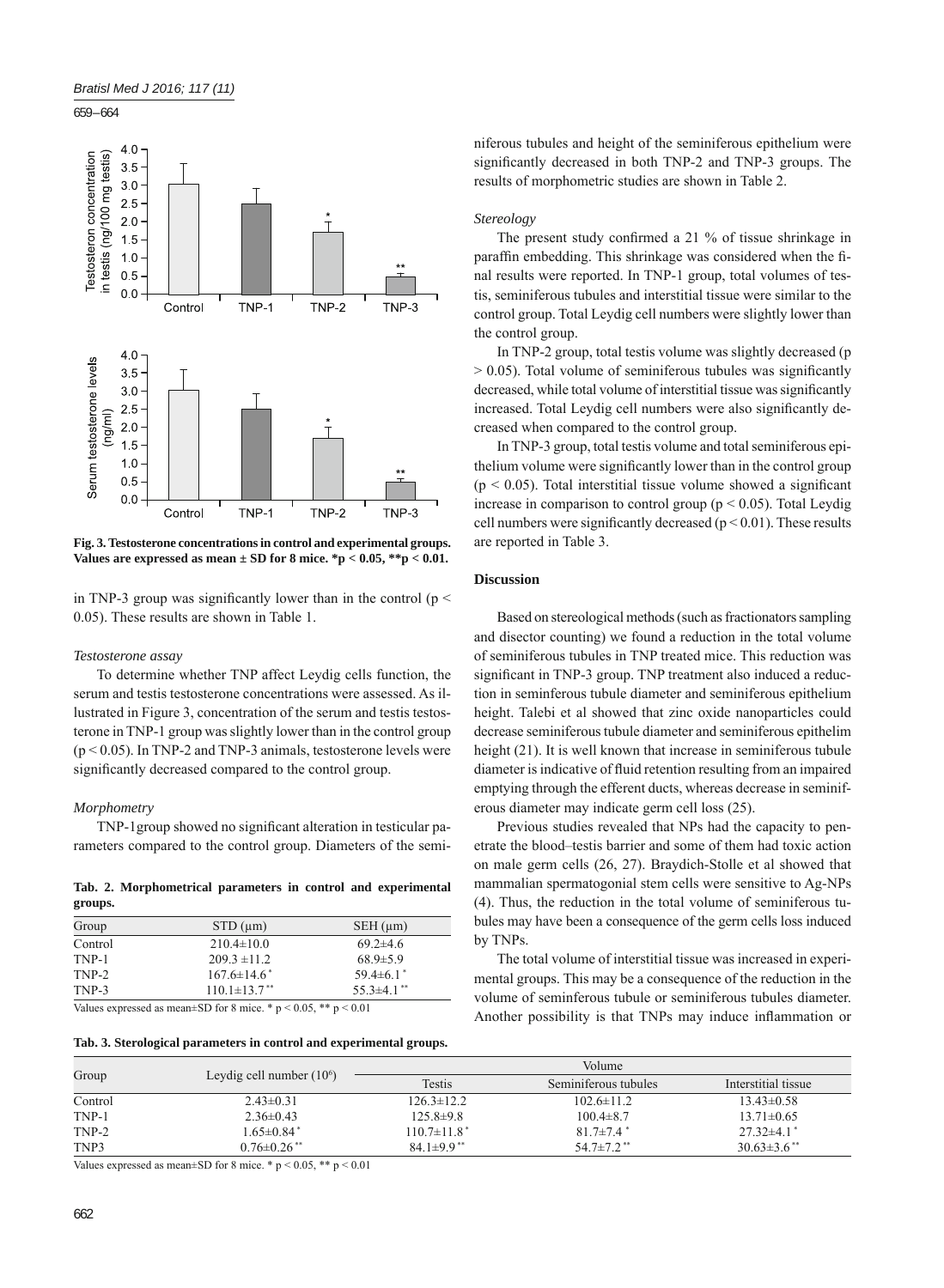Fig. 3. Testosterone concentrations in control and experimental groups. Values are expressed as mean ± SD for 8 mice. $*p < 0.05$, $**p < 0.01$.

in TNP-3 group was significantly lower than in the control ($p < 0.05$). These results are shown in Table 1.

*Testosterone assay*

To determine whether TNP affect Leydig cells function, the serum and testis testosterone concentrations were assessed. As illustrated in Figure 3, concentration of the serum and testis testosterone in TNP-1 group was slightly lower than in the control group ($p < 0.05$). In TNP-2 and TNP-3 animals, testosterone levels were significantly decreased compared to the control group.

*Morphometry*

TNP-1group showed no significant alteration in testicular parameters compared to the control group. Diameters of the seminiferous tubules and height of the seminiferous epithelium were significantly decreased in both TNP-2 and TNP-3 groups. The results of morphometric studies are shown in Table 2.

**Tab. 2. Morphometrical parameters in control and experimental groups.**

| Group | STD (μm) | SEH (μm) |
|---|---|---|
| Control | 210.4±10.0 | 69.2±4.6 |
| TNP-1 | 209.3 ±11.2 | 68.9±5.9 |
| TNP-2 | 167.6±14.6 * | 59.4±6.1 * |
| TNP-3 | 110.1±13.7 ** | 55.3±4.1 ** |

Values expressed as mean±SD for 8 mice. * $p < 0.05$, ** $p < 0.01$

*Stereology*

The present study confirmed a 21 % of tissue shrinkage in paraffin embedding. This shrinkage was considered when the final results were reported. In TNP-1 group, total volumes of testis, seminiferous tubules and interstitial tissue were similar to the control group. Total Leydig cell numbers were slightly lower than the control group.

In TNP-2 group, total testis volume was slightly decreased ($p > 0.05$). Total volume of seminiferous tubules was significantly decreased, while total volume of interstitial tissue was significantly increased. Total Leydig cell numbers were also significantly decreased when compared to the control group.

In TNP-3 group, total testis volume and total seminiferous epithelium volume were significantly lower than in the control group ($p < 0.05$). Total interstitial tissue volume showed a significant increase in comparison to control group ($p < 0.05$). Total Leydig cell numbers were significantly decreased ($p < 0.01$). These results are reported in Table 3.

**Tab. 3. Sterological parameters in control and experimental groups.**

| Group | Leydig cell number ($10^6$) | Volume | | |
|---|---|---|---|---|
| | | Testis | Seminiferous tubules | Interstitial tissue |
| Control | 2.43±0.31 | 126.3±12.2 | 102.6±11.2 | 13.43±0.58 |
| TNP-1 | 2.36±0.43 | 125.8±9.8 | 100.4±8.7 | 13.71±0.65 |
| TNP-2 | 1.65±0.84 * | 110.7±11.8 * | 81.7±7.4 * | 27.32±4.1 * |
| TNP3 | 0.76±0.26 ** | 84.1±9.9 ** | 54.7±7.2 ** | 30.63±3.6 ** |

Values expressed as mean±SD for 8 mice. * $p < 0.05$, ** $p < 0.01$

## Discussion

Based on stereological methods (such as fractionators sampling and disector counting) we found a reduction in the total volume of seminiferous tubules in TNP treated mice. This reduction was significant in TNP-3 group. TNP treatment also induced a reduction in seminferous tubule diameter and seminiferous epithelium height. Talebi et al showed that zinc oxide nanoparticles could decrease seminiferous tubule diameter and seminiferous epithelim height (21). It is well known that increase in seminiferous tubule diameter is indicative of fluid retention resulting from an impaired emptying through the efferent ducts, whereas decrease in seminiferous diameter may indicate germ cell loss (25).

Previous studies revealed that NPs had the capacity to penetrate the blood–testis barrier and some of them had toxic action on male germ cells (26, 27). Braydich-Stolle et al showed that mammalian spermatogonial stem cells were sensitive to Ag-NPs (4). Thus, the reduction in the total volume of seminiferous tubules may have been a consequence of the germ cells loss induced by TNPs.

The total volume of interstitial tissue was increased in experimental groups. This may be a consequence of the reduction in the volume of seminferous tubule or seminiferous tubules diameter. Another possibility is that TNPs may induce inflammation or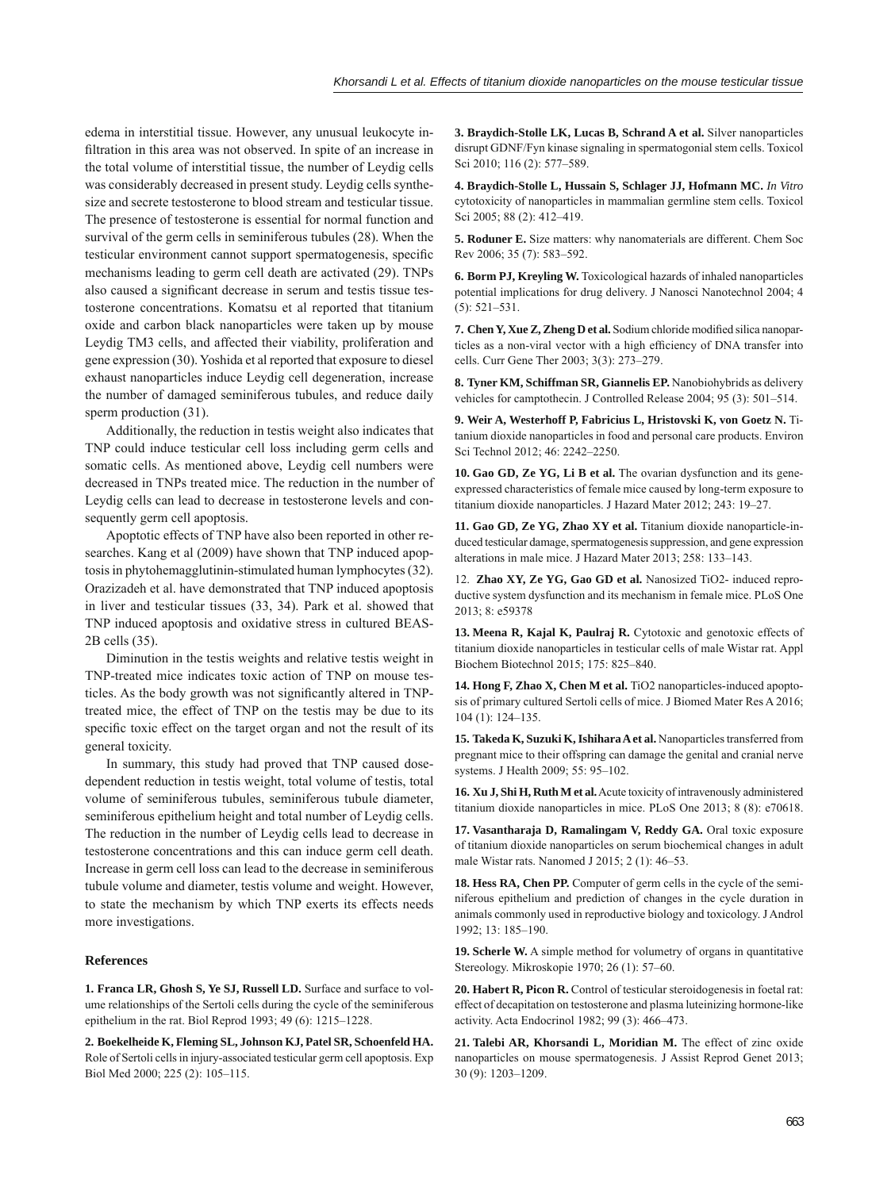edema in interstitial tissue. However, any unusual leukocyte infiltration in this area was not observed. In spite of an increase in the total volume of interstitial tissue, the number of Leydig cells was considerably decreased in present study. Leydig cells synthesize and secrete testosterone to blood stream and testicular tissue. The presence of testosterone is essential for normal function and survival of the germ cells in seminiferous tubules (28). When the testicular environment cannot support spermatogenesis, specific mechanisms leading to germ cell death are activated (29). TNPs also caused a significant decrease in serum and testis tissue testosterone concentrations. Komatsu et al reported that titanium oxide and carbon black nanoparticles were taken up by mouse Leydig TM3 cells, and affected their viability, proliferation and gene expression (30). Yoshida et al reported that exposure to diesel exhaust nanoparticles induce Leydig cell degeneration, increase the number of damaged seminiferous tubules, and reduce daily sperm production (31).

Additionally, the reduction in testis weight also indicates that TNP could induce testicular cell loss including germ cells and somatic cells. As mentioned above, Leydig cell numbers were decreased in TNPs treated mice. The reduction in the number of Leydig cells can lead to decrease in testosterone levels and consequently germ cell apoptosis.

Apoptotic effects of TNP have also been reported in other researches. Kang et al (2009) have shown that TNP induced apoptosis in phytohemagglutinin-stimulated human lymphocytes (32). Orazizadeh et al. have demonstrated that TNP induced apoptosis in liver and testicular tissues (33, 34). Park et al. showed that TNP induced apoptosis and oxidative stress in cultured BEAS-2B cells (35).

Diminution in the testis weights and relative testis weight in TNP-treated mice indicates toxic action of TNP on mouse testicles. As the body growth was not significantly altered in TNP-treated mice, the effect of TNP on the testis may be due to its specific toxic effect on the target organ and not the result of its general toxicity.

In summary, this study had proved that TNP caused dose-dependent reduction in testis weight, total volume of testis, total volume of seminiferous tubules, seminiferous tubule diameter, seminiferous epithelium height and total number of Leydig cells. The reduction in the number of Leydig cells lead to decrease in testosterone concentrations and this can induce germ cell death. Increase in germ cell loss can lead to the decrease in seminiferous tubule volume and diameter, testis volume and weight. However, to state the mechanism by which TNP exerts its effects needs more investigations.

## References

**1. Franca LR, Ghosh S, Ye SJ, Russell LD.** Surface and surface to volume relationships of the Sertoli cells during the cycle of the seminiferous epithelium in the rat. Biol Reprod 1993; 49 (6): 1215–1228.

**2. Boekelheide K, Fleming SL, Johnson KJ, Patel SR, Schoenfeld HA.** Role of Sertoli cells in injury-associated testicular germ cell apoptosis. Exp Biol Med 2000; 225 (2): 105–115.

**3. Braydich-Stolle LK, Lucas B, Schrand A et al.** Silver nanoparticles disrupt GDNF/Fyn kinase signaling in spermatogonial stem cells. Toxicol Sci 2010; 116 (2): 577–589.

**4. Braydich-Stolle L, Hussain S, Schlager JJ, Hofmann MC.** *In Vitro* cytotoxicity of nanoparticles in mammalian germline stem cells. Toxicol Sci 2005; 88 (2): 412–419.

**5. Roduner E.** Size matters: why nanomaterials are different. Chem Soc Rev 2006; 35 (7): 583–592.

**6. Borm PJ, Kreyling W.** Toxicological hazards of inhaled nanoparticles potential implications for drug delivery. J Nanosci Nanotechnol 2004; 4 (5): 521–531.

**7. Chen Y, Xue Z, Zheng D et al.** Sodium chloride modified silica nanoparticles as a non-viral vector with a high efficiency of DNA transfer into cells. Curr Gene Ther 2003; 3(3): 273–279.

**8. Tyner KM, Schiffman SR, Giannelis EP.** Nanobiohybrids as delivery vehicles for camptothecin. J Controlled Release 2004; 95 (3): 501–514.

**9. Weir A, Westerhoff P, Fabricius L, Hristovski K, von Goetz N.** Titanium dioxide nanoparticles in food and personal care products. Environ Sci Technol 2012; 46: 2242–2250.

**10. Gao GD, Ze YG, Li B et al.** The ovarian dysfunction and its gene-expressed characteristics of female mice caused by long-term exposure to titanium dioxide nanoparticles. J Hazard Mater 2012; 243: 19–27.

**11. Gao GD, Ze YG, Zhao XY et al.** Titanium dioxide nanoparticle-induced testicular damage, spermatogenesis suppression, and gene expression alterations in male mice. J Hazard Mater 2013; 258: 133–143.

12. **Zhao XY, Ze YG, Gao GD et al.** Nanosized TiO2- induced reproductive system dysfunction and its mechanism in female mice. PLoS One 2013; 8: e59378

**13. Meena R, Kajal K, Paulraj R.** Cytotoxic and genotoxic effects of titanium dioxide nanoparticles in testicular cells of male Wistar rat. Appl Biochem Biotechnol 2015; 175: 825–840.

**14. Hong F, Zhao X, Chen M et al.** TiO2 nanoparticles-induced apoptosis of primary cultured Sertoli cells of mice. J Biomed Mater Res A 2016; 104 (1): 124–135.

**15. Takeda K, Suzuki K, Ishihara A et al.** Nanoparticles transferred from pregnant mice to their offspring can damage the genital and cranial nerve systems. J Health 2009; 55: 95–102.

**16. Xu J, Shi H, Ruth M et al.** Acute toxicity of intravenously administered titanium dioxide nanoparticles in mice. PLoS One 2013; 8 (8): e70618.

**17. Vasantharaja D, Ramalingam V, Reddy GA.** Oral toxic exposure of titanium dioxide nanoparticles on serum biochemical changes in adult male Wistar rats. Nanomed J 2015; 2 (1): 46–53.

**18. Hess RA, Chen PP.** Computer of germ cells in the cycle of the seminiferous epithelium and prediction of changes in the cycle duration in animals commonly used in reproductive biology and toxicology. J Androl 1992; 13: 185–190.

**19. Scherle W.** A simple method for volumetry of organs in quantitative Stereology. Mikroskopie 1970; 26 (1): 57–60.

**20. Habert R, Picon R.** Control of testicular steroidogenesis in foetal rat: effect of decapitation on testosterone and plasma luteinizing hormone-like activity. Acta Endocrinol 1982; 99 (3): 466–473.

**21. Talebi AR, Khorsandi L, Moridian M.** The effect of zinc oxide nanoparticles on mouse spermatogenesis. J Assist Reprod Genet 2013; 30 (9): 1203–1209.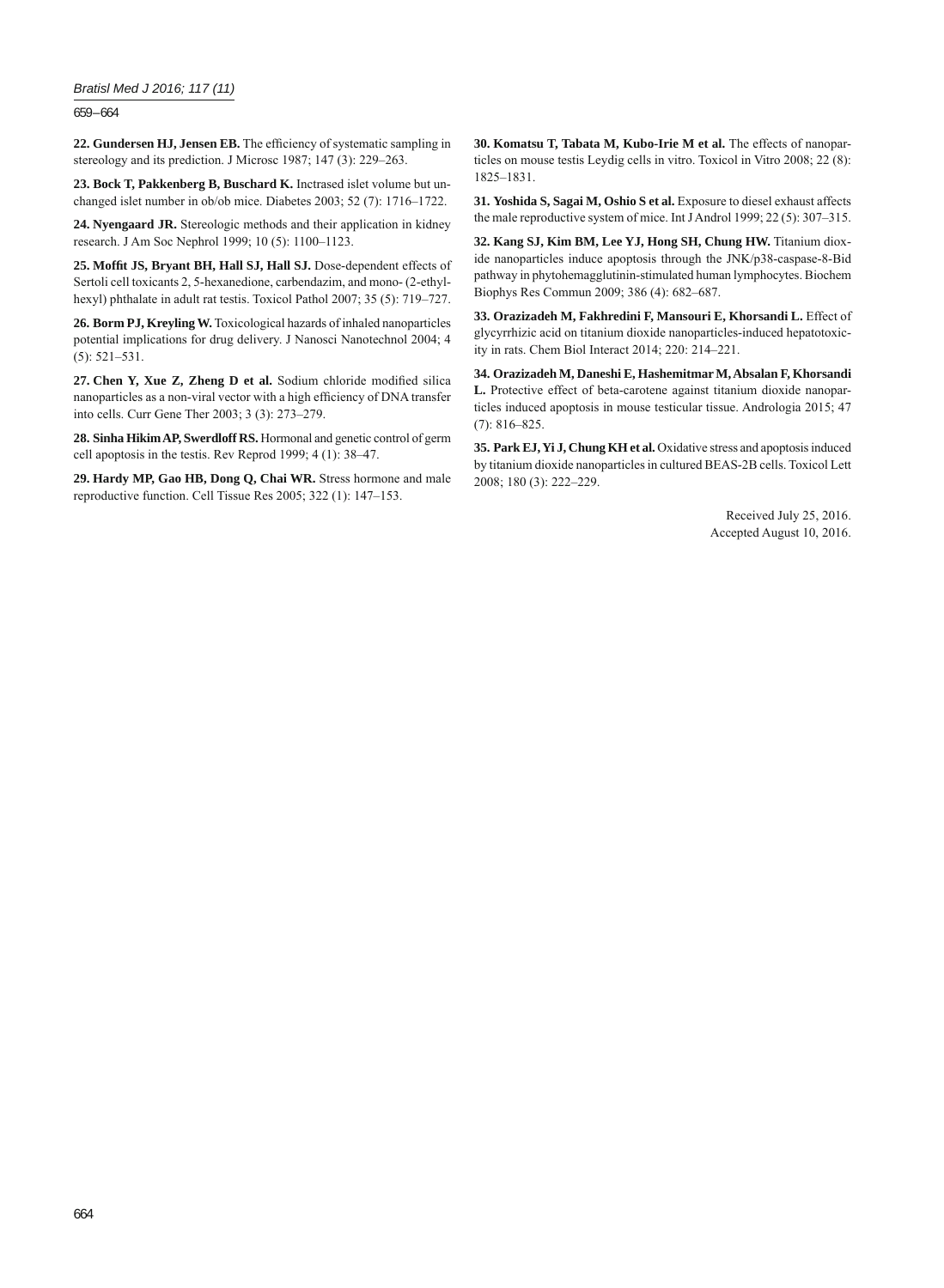**22. Gundersen HJ, Jensen EB.** The efficiency of systematic sampling in stereology and its prediction. J Microsc 1987; 147 (3): 229–263.

**23. Bock T, Pakkenberg B, Buschard K.** Inctrased islet volume but unchanged islet number in ob/ob mice. Diabetes 2003; 52 (7): 1716–1722.

**24. Nyengaard JR.** Stereologic methods and their application in kidney research. J Am Soc Nephrol 1999; 10 (5): 1100–1123.

**25. Moffit JS, Bryant BH, Hall SJ, Hall SJ.** Dose-dependent effects of Sertoli cell toxicants 2, 5-hexanedione, carbendazim, and mono- (2-ethylhexyl) phthalate in adult rat testis. Toxicol Pathol 2007; 35 (5): 719–727.

**26. Borm PJ, Kreyling W.** Toxicological hazards of inhaled nanoparticles potential implications for drug delivery. J Nanosci Nanotechnol 2004; 4 (5): 521–531.

**27. Chen Y, Xue Z, Zheng D et al.** Sodium chloride modified silica nanoparticles as a non-viral vector with a high efficiency of DNA transfer into cells. Curr Gene Ther 2003; 3 (3): 273–279.

**28. Sinha Hikim AP, Swerdloff RS.** Hormonal and genetic control of germ cell apoptosis in the testis. Rev Reprod 1999; 4 (1): 38–47.

**29. Hardy MP, Gao HB, Dong Q, Chai WR.** Stress hormone and male reproductive function. Cell Tissue Res 2005; 322 (1): 147–153.

**30. Komatsu T, Tabata M, Kubo-Irie M et al.** The effects of nanoparticles on mouse testis Leydig cells in vitro. Toxicol in Vitro 2008; 22 (8): 1825–1831.

**31. Yoshida S, Sagai M, Oshio S et al.** Exposure to diesel exhaust affects the male reproductive system of mice. Int J Androl 1999; 22 (5): 307–315.

**32. Kang SJ, Kim BM, Lee YJ, Hong SH, Chung HW.** Titanium dioxide nanoparticles induce apoptosis through the JNK/p38-caspase-8-Bid pathway in phytohemagglutinin-stimulated human lymphocytes. Biochem Biophys Res Commun 2009; 386 (4): 682–687.

**33. Orazizadeh M, Fakhredini F, Mansouri E, Khorsandi L.** Effect of glycyrrhizic acid on titanium dioxide nanoparticles-induced hepatotoxicity in rats. Chem Biol Interact 2014; 220: 214–221.

**34. Orazizadeh M, Daneshi E, Hashemitmar M, Absalan F, Khorsandi L.** Protective effect of beta-carotene against titanium dioxide nanoparticles induced apoptosis in mouse testicular tissue. Andrologia 2015; 47 (7): 816–825.

**35. Park EJ, Yi J, Chung KH et al.** Oxidative stress and apoptosis induced by titanium dioxide nanoparticles in cultured BEAS-2B cells. Toxicol Lett 2008; 180 (3): 222–229.

Received July 25, 2016.
Accepted August 10, 2016.